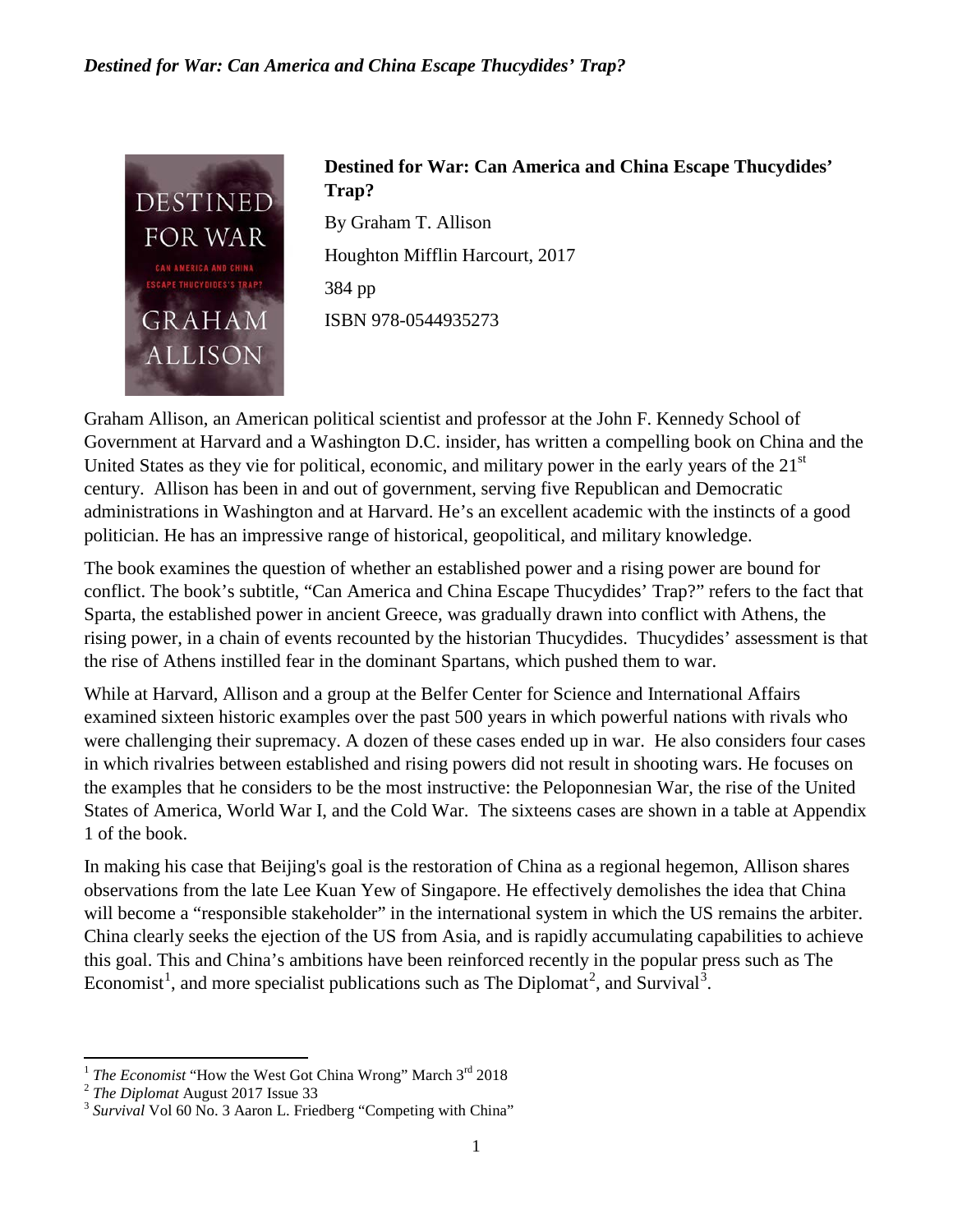*Destined for War: Can America and China Escape Thucydides' Trap?*

**Destined for War: Can America and China Escape Thucydides' Trap?**

By Graham T. Allison

Houghton Mifflin Harcourt, 2017

384 pp

ISBN 978-0544935273

Graham Allison, an American political scientist and professor at the John F. Kennedy School of Government at Harvard and a Washington D.C. insider, has written a compelling book on China and the United States as they vie for political, economic, and military power in the early years of the 21st century. Allison has been in and out of government, serving five Republican and Democratic administrations in Washington and at Harvard. He's an excellent academic with the instincts of a good politician. He has an impressive range of historical, geopolitical, and military knowledge.

The book examines the question of whether an established power and a rising power are bound for conflict. The book's subtitle, "Can America and China Escape Thucydides' Trap?" refers to the fact that Sparta, the established power in ancient Greece, was gradually drawn into conflict with Athens, the rising power, in a chain of events recounted by the historian Thucydides. Thucydides' assessment is that the rise of Athens instilled fear in the dominant Spartans, which pushed them to war.

While at Harvard, Allison and a group at the Belfer Center for Science and International Affairs examined sixteen historic examples over the past 500 years in which powerful nations with rivals who were challenging their supremacy. A dozen of these cases ended up in war. He also considers four cases in which rivalries between established and rising powers did not result in shooting wars. He focuses on the examples that he considers to be the most instructive: the Peloponnesian War, the rise of the United States of America, World War I, and the Cold War. The sixteens cases are shown in a table at Appendix 1 of the book.

In making his case that Beijing's goal is the restoration of China as a regional hegemon, Allison shares observations from the late Lee Kuan Yew of Singapore. He effectively demolishes the idea that China will become a "responsible stakeholder" in the international system in which the US remains the arbiter. China clearly seeks the ejection of the US from Asia, and is rapidly accumulating capabilities to achieve this goal. This and China's ambitions have been reinforced recently in the popular press such as The Economist[1], and more specialist publications such as The Diplomat[2], and Survival[3].

---

[1] *The Economist* "How the West Got China Wrong" March 3rd 2018

[2] *The Diplomat* August 2017 Issue 33

[3] *Survival* Vol 60 No. 3 Aaron L. Friedberg "Competing with China"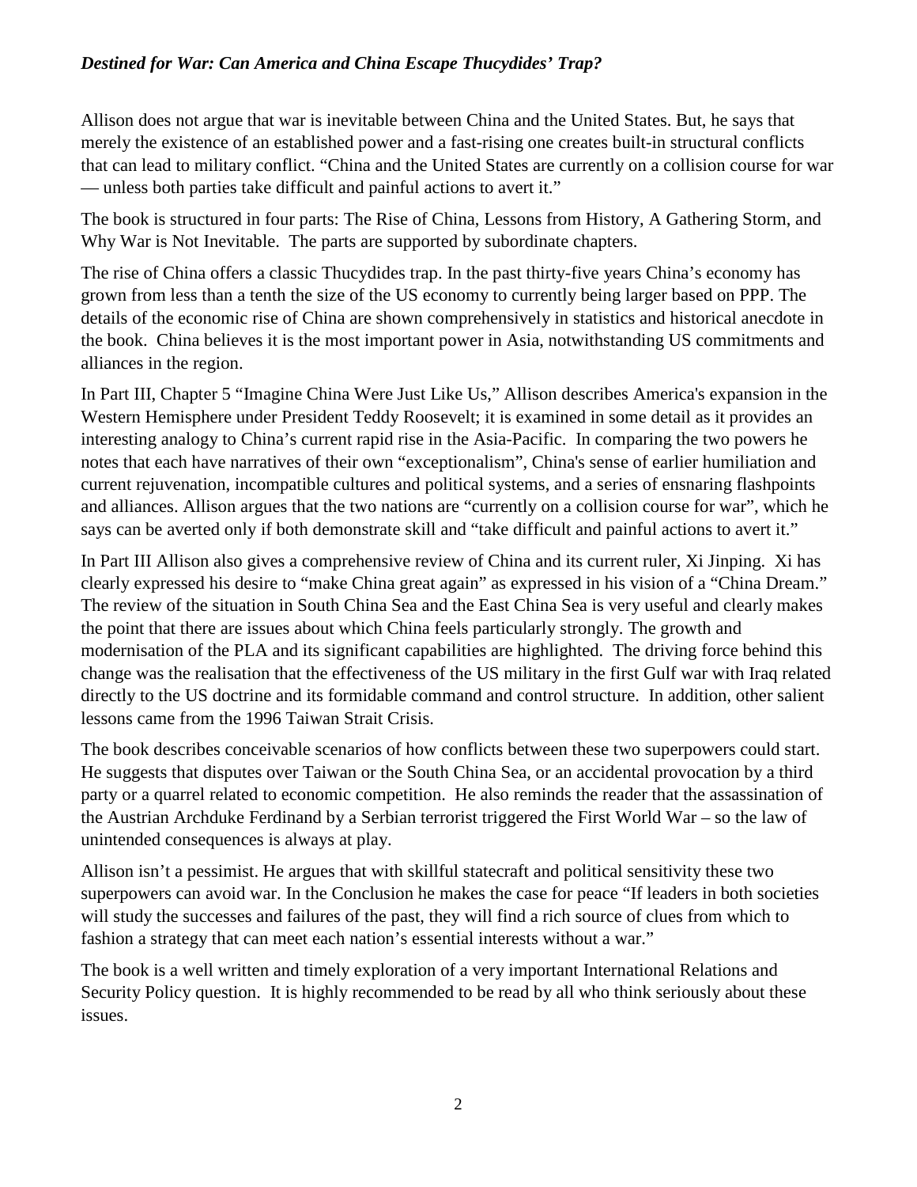*Destined for War: Can America and China Escape Thucydides' Trap?*

Allison does not argue that war is inevitable between China and the United States. But, he says that merely the existence of an established power and a fast-rising one creates built-in structural conflicts that can lead to military conflict. "China and the United States are currently on a collision course for war — unless both parties take difficult and painful actions to avert it."

The book is structured in four parts: The Rise of China, Lessons from History, A Gathering Storm, and Why War is Not Inevitable. The parts are supported by subordinate chapters.

The rise of China offers a classic Thucydides trap. In the past thirty-five years China's economy has grown from less than a tenth the size of the US economy to currently being larger based on PPP. The details of the economic rise of China are shown comprehensively in statistics and historical anecdote in the book. China believes it is the most important power in Asia, notwithstanding US commitments and alliances in the region.

In Part III, Chapter 5 "Imagine China Were Just Like Us," Allison describes America's expansion in the Western Hemisphere under President Teddy Roosevelt; it is examined in some detail as it provides an interesting analogy to China's current rapid rise in the Asia-Pacific. In comparing the two powers he notes that each have narratives of their own "exceptionalism", China's sense of earlier humiliation and current rejuvenation, incompatible cultures and political systems, and a series of ensnaring flashpoints and alliances. Allison argues that the two nations are "currently on a collision course for war", which he says can be averted only if both demonstrate skill and "take difficult and painful actions to avert it."

In Part III Allison also gives a comprehensive review of China and its current ruler, Xi Jinping. Xi has clearly expressed his desire to "make China great again" as expressed in his vision of a "China Dream." The review of the situation in South China Sea and the East China Sea is very useful and clearly makes the point that there are issues about which China feels particularly strongly. The growth and modernisation of the PLA and its significant capabilities are highlighted. The driving force behind this change was the realisation that the effectiveness of the US military in the first Gulf war with Iraq related directly to the US doctrine and its formidable command and control structure. In addition, other salient lessons came from the 1996 Taiwan Strait Crisis.

The book describes conceivable scenarios of how conflicts between these two superpowers could start. He suggests that disputes over Taiwan or the South China Sea, or an accidental provocation by a third party or a quarrel related to economic competition. He also reminds the reader that the assassination of the Austrian Archduke Ferdinand by a Serbian terrorist triggered the First World War – so the law of unintended consequences is always at play.

Allison isn't a pessimist. He argues that with skillful statecraft and political sensitivity these two superpowers can avoid war. In the Conclusion he makes the case for peace "If leaders in both societies will study the successes and failures of the past, they will find a rich source of clues from which to fashion a strategy that can meet each nation's essential interests without a war."

The book is a well written and timely exploration of a very important International Relations and Security Policy question. It is highly recommended to be read by all who think seriously about these issues.